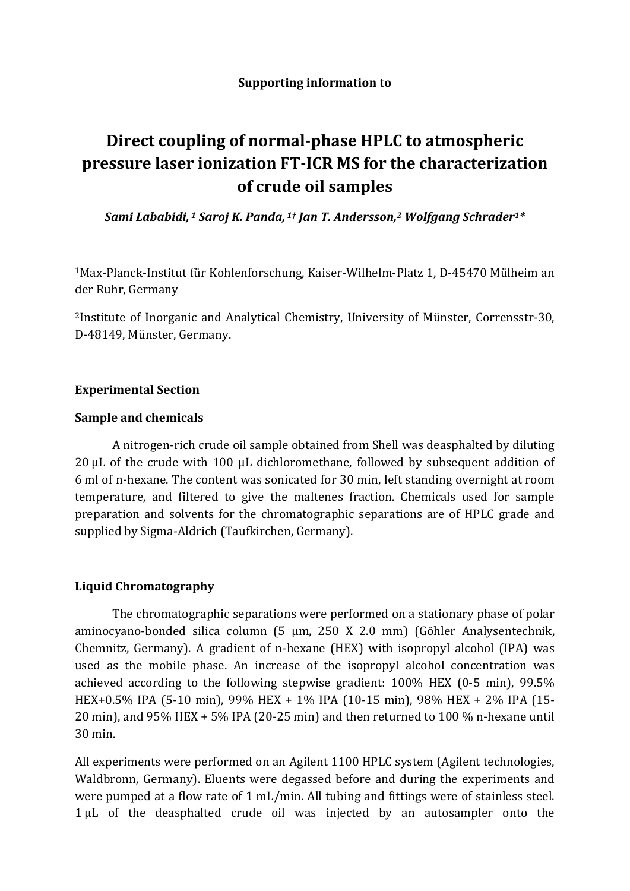**Supporting information to**

# Direct coupling of normal-phase HPLC to atmospheric pressure laser ionization FT-ICR MS for the characterization of crude oil samples

***Sami Lababidi,[1] Saroj K. Panda,[1†] Jan T. Andersson,[2] Wolfgang Schrader[1*]***

[1]Max-Planck-Institut für Kohlenforschung, Kaiser-Wilhelm-Platz 1, D-45470 Mülheim an der Ruhr, Germany

[2]Institute of Inorganic and Analytical Chemistry, University of Münster, Corrensstr-30, D-48149, Münster, Germany.

## Experimental Section

### Sample and chemicals

A nitrogen-rich crude oil sample obtained from Shell was deasphalted by diluting 20 µL of the crude with 100 µL dichloromethane, followed by subsequent addition of 6 ml of n-hexane. The content was sonicated for 30 min, left standing overnight at room temperature, and filtered to give the maltenes fraction. Chemicals used for sample preparation and solvents for the chromatographic separations are of HPLC grade and supplied by Sigma-Aldrich (Taufkirchen, Germany).

### Liquid Chromatography

The chromatographic separations were performed on a stationary phase of polar aminocyano-bonded silica column (5 µm, 250 X 2.0 mm) (Göhler Analysentechnik, Chemnitz, Germany). A gradient of n-hexane (HEX) with isopropyl alcohol (IPA) was used as the mobile phase. An increase of the isopropyl alcohol concentration was achieved according to the following stepwise gradient: 100% HEX (0-5 min), 99.5% HEX+0.5% IPA (5-10 min), 99% HEX + 1% IPA (10-15 min), 98% HEX + 2% IPA (15-20 min), and 95% HEX + 5% IPA (20-25 min) and then returned to 100 % n-hexane until 30 min.

All experiments were performed on an Agilent 1100 HPLC system (Agilent technologies, Waldbronn, Germany). Eluents were degassed before and during the experiments and were pumped at a flow rate of 1 mL/min. All tubing and fittings were of stainless steel. 1 µL of the deasphalted crude oil was injected by an autosampler onto the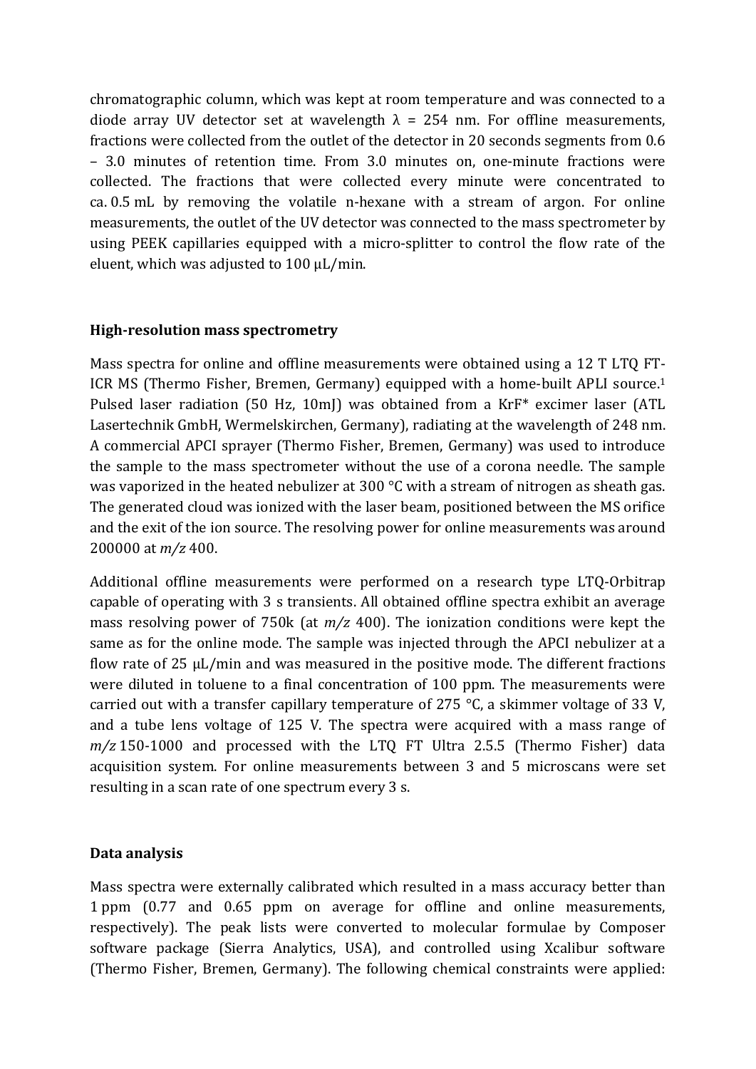chromatographic column, which was kept at room temperature and was connected to a diode array UV detector set at wavelength λ = 254 nm. For offline measurements, fractions were collected from the outlet of the detector in 20 seconds segments from 0.6 – 3.0 minutes of retention time. From 3.0 minutes on, one-minute fractions were collected. The fractions that were collected every minute were concentrated to ca. 0.5 mL by removing the volatile n-hexane with a stream of argon. For online measurements, the outlet of the UV detector was connected to the mass spectrometer by using PEEK capillaries equipped with a micro-splitter to control the flow rate of the eluent, which was adjusted to 100 µL/min.

## High-resolution mass spectrometry

Mass spectra for online and offline measurements were obtained using a 12 T LTQ FT-ICR MS (Thermo Fisher, Bremen, Germany) equipped with a home-built APLI source.[1] Pulsed laser radiation (50 Hz, 10mJ) was obtained from a KrF* excimer laser (ATL Lasertechnik GmbH, Wermelskirchen, Germany), radiating at the wavelength of 248 nm. A commercial APCI sprayer (Thermo Fisher, Bremen, Germany) was used to introduce the sample to the mass spectrometer without the use of a corona needle. The sample was vaporized in the heated nebulizer at 300 °C with a stream of nitrogen as sheath gas. The generated cloud was ionized with the laser beam, positioned between the MS orifice and the exit of the ion source. The resolving power for online measurements was around 200000 at *m/z* 400.

Additional offline measurements were performed on a research type LTQ-Orbitrap capable of operating with 3 s transients. All obtained offline spectra exhibit an average mass resolving power of 750k (at *m/z* 400). The ionization conditions were kept the same as for the online mode. The sample was injected through the APCI nebulizer at a flow rate of 25 µL/min and was measured in the positive mode. The different fractions were diluted in toluene to a final concentration of 100 ppm. The measurements were carried out with a transfer capillary temperature of 275 °C, a skimmer voltage of 33 V, and a tube lens voltage of 125 V. The spectra were acquired with a mass range of *m/z* 150-1000 and processed with the LTQ FT Ultra 2.5.5 (Thermo Fisher) data acquisition system. For online measurements between 3 and 5 microscans were set resulting in a scan rate of one spectrum every 3 s.

## Data analysis

Mass spectra were externally calibrated which resulted in a mass accuracy better than 1 ppm (0.77 and 0.65 ppm on average for offline and online measurements, respectively). The peak lists were converted to molecular formulae by Composer software package (Sierra Analytics, USA), and controlled using Xcalibur software (Thermo Fisher, Bremen, Germany). The following chemical constraints were applied: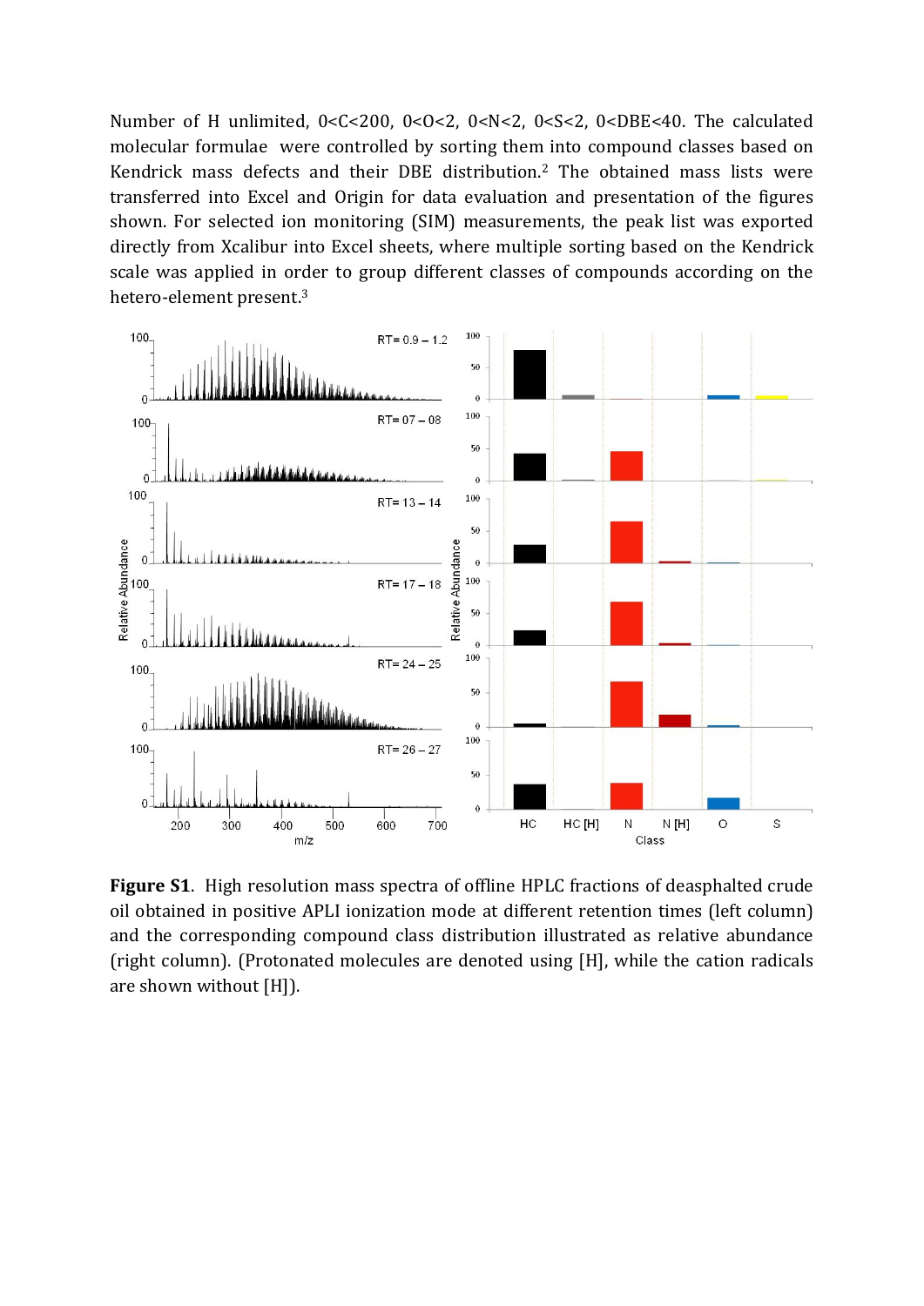Number of H unlimited, 0<C<200, 0<O<2, 0<N<2, 0<S<2, 0<DBE<40. The calculated molecular formulae were controlled by sorting them into compound classes based on Kendrick mass defects and their DBE distribution.[2] The obtained mass lists were transferred into Excel and Origin for data evaluation and presentation of the figures shown. For selected ion monitoring (SIM) measurements, the peak list was exported directly from Xcalibur into Excel sheets, where multiple sorting based on the Kendrick scale was applied in order to group different classes of compounds according on the hetero-element present.[3]

**Figure S1**. High resolution mass spectra of offline HPLC fractions of deasphalted crude oil obtained in positive APLI ionization mode at different retention times (left column) and the corresponding compound class distribution illustrated as relative abundance (right column). (Protonated molecules are denoted using [H], while the cation radicals are shown without [H]).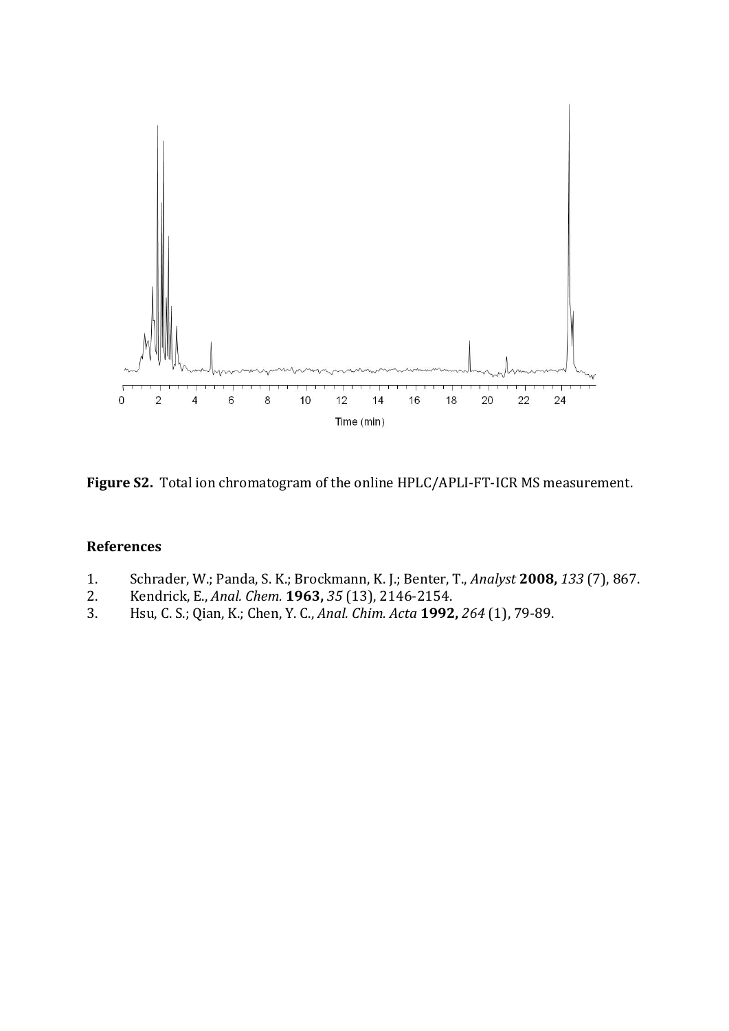0
2
4
6
8
10
12
14
16
18
20
22
24
Time (min)

**Figure S2.** Total ion chromatogram of the online HPLC/APLI-FT-ICR MS measurement.

## References

1. Schrader, W.; Panda, S. K.; Brockmann, K. J.; Benter, T., *Analyst* **2008,** *133* (7), 867.
2. Kendrick, E., *Anal. Chem.* **1963,** *35* (13), 2146-2154.
3. Hsu, C. S.; Qian, K.; Chen, Y. C., *Anal. Chim. Acta* **1992,** *264* (1), 79-89.